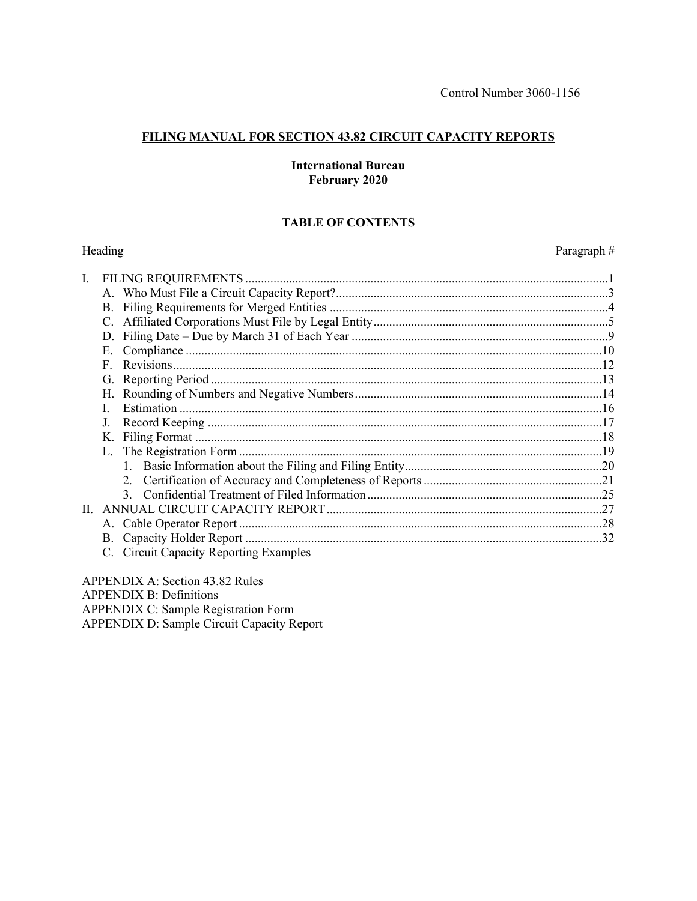Control Number 3060-1156

# FILING MANUAL FOR SECTION 43.82 CIRCUIT CAPACITY REPORTS

**International Bureau**
**February 2020**

## TABLE OF CONTENTS

| Heading | Paragraph # |
|---|---|
| I. FILING REQUIREMENTS | 1 |
| A. Who Must File a Circuit Capacity Report? | 3 |
| B. Filing Requirements for Merged Entities | 4 |
| C. Affiliated Corporations Must File by Legal Entity | 5 |
| D. Filing Date – Due by March 31 of Each Year | 9 |
| E. Compliance | 10 |
| F. Revisions | 12 |
| G. Reporting Period | 13 |
| H. Rounding of Numbers and Negative Numbers | 14 |
| I. Estimation | 16 |
| J. Record Keeping | 17 |
| K. Filing Format | 18 |
| L. The Registration Form | 19 |
| 1. Basic Information about the Filing and Filing Entity | 20 |
| 2. Certification of Accuracy and Completeness of Reports | 21 |
| 3. Confidential Treatment of Filed Information | 25 |
| II. ANNUAL CIRCUIT CAPACITY REPORT | 27 |
| A. Cable Operator Report | 28 |
| B. Capacity Holder Report | 32 |
| C. Circuit Capacity Reporting Examples | |

APPENDIX A: Section 43.82 Rules
APPENDIX B: Definitions
APPENDIX C: Sample Registration Form
APPENDIX D: Sample Circuit Capacity Report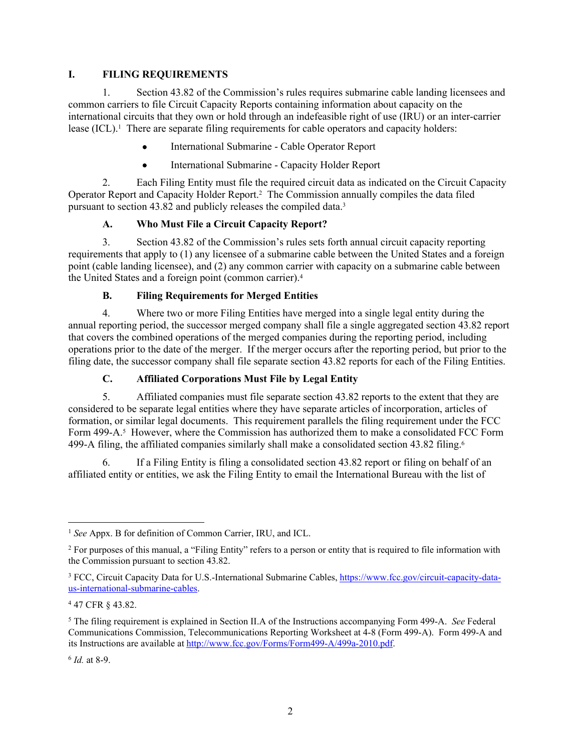# I. FILING REQUIREMENTS

1. Section 43.82 of the Commission's rules requires submarine cable landing licensees and common carriers to file Circuit Capacity Reports containing information about capacity on the international circuits that they own or hold through an indefeasible right of use (IRU) or an inter-carrier lease (ICL).[1] There are separate filing requirements for cable operators and capacity holders:

- International Submarine - Cable Operator Report
- International Submarine - Capacity Holder Report

2. Each Filing Entity must file the required circuit data as indicated on the Circuit Capacity Operator Report and Capacity Holder Report.[2] The Commission annually compiles the data filed pursuant to section 43.82 and publicly releases the compiled data.[3]

## A. Who Must File a Circuit Capacity Report?

3. Section 43.82 of the Commission's rules sets forth annual circuit capacity reporting requirements that apply to (1) any licensee of a submarine cable between the United States and a foreign point (cable landing licensee), and (2) any common carrier with capacity on a submarine cable between the United States and a foreign point (common carrier).[4]

## B. Filing Requirements for Merged Entities

4. Where two or more Filing Entities have merged into a single legal entity during the annual reporting period, the successor merged company shall file a single aggregated section 43.82 report that covers the combined operations of the merged companies during the reporting period, including operations prior to the date of the merger. If the merger occurs after the reporting period, but prior to the filing date, the successor company shall file separate section 43.82 reports for each of the Filing Entities.

## C. Affiliated Corporations Must File by Legal Entity

5. Affiliated companies must file separate section 43.82 reports to the extent that they are considered to be separate legal entities where they have separate articles of incorporation, articles of formation, or similar legal documents. This requirement parallels the filing requirement under the FCC Form 499-A.[5] However, where the Commission has authorized them to make a consolidated FCC Form 499-A filing, the affiliated companies similarly shall make a consolidated section 43.82 filing.[6]

6. If a Filing Entity is filing a consolidated section 43.82 report or filing on behalf of an affiliated entity or entities, we ask the Filing Entity to email the International Bureau with the list of

---

[1] *See* Appx. B for definition of Common Carrier, IRU, and ICL.

[2] For purposes of this manual, a "Filing Entity" refers to a person or entity that is required to file information with the Commission pursuant to section 43.82.

[3] FCC, Circuit Capacity Data for U.S.-International Submarine Cables, https://www.fcc.gov/circuit-capacity-data-us-international-submarine-cables.

[4] 47 CFR § 43.82.

[5] The filing requirement is explained in Section II.A of the Instructions accompanying Form 499-A. *See* Federal Communications Commission, Telecommunications Reporting Worksheet at 4-8 (Form 499-A). Form 499-A and its Instructions are available at http://www.fcc.gov/Forms/Form499-A/499a-2010.pdf.

[6] *Id.* at 8-9.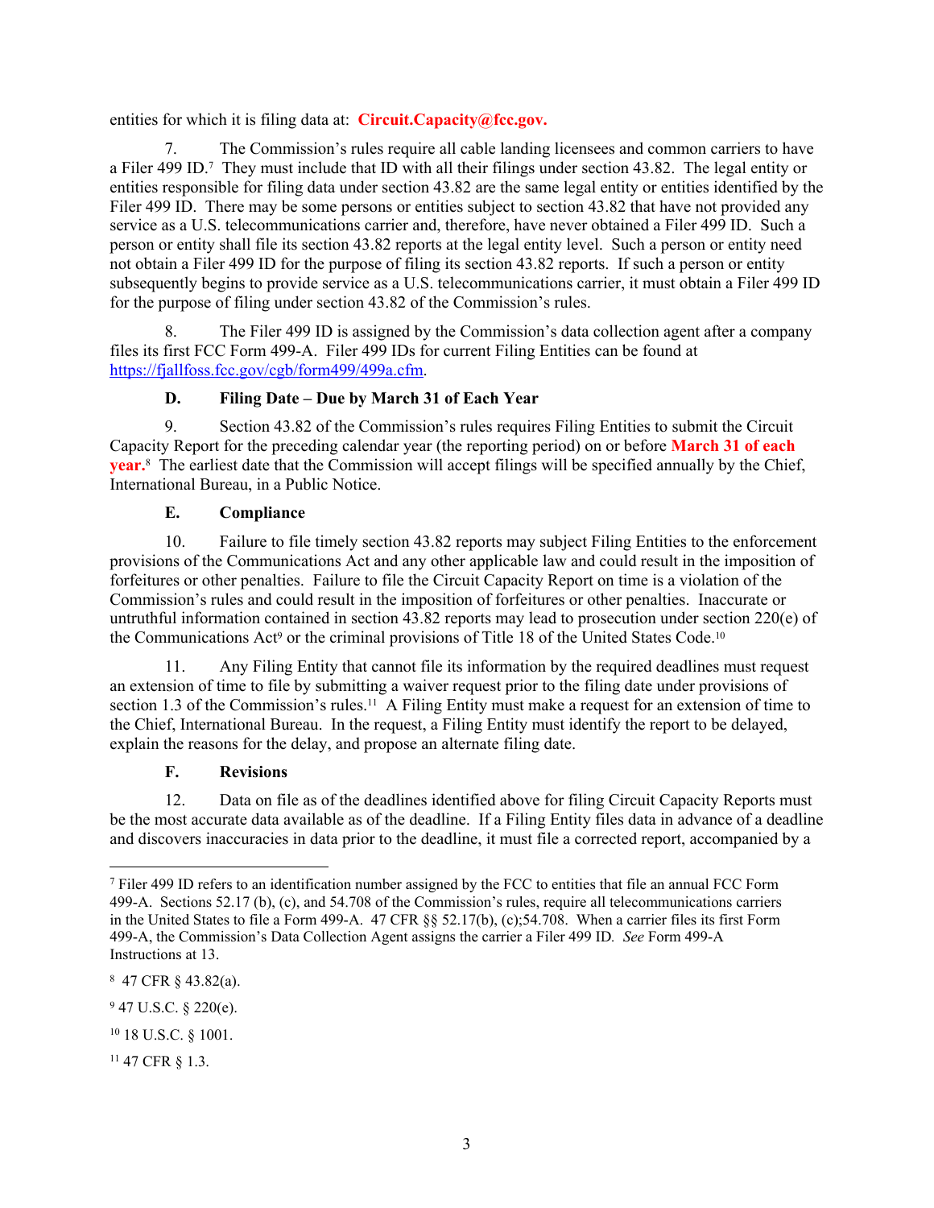entities for which it is filing data at: **Circuit.Capacity@fcc.gov.**

7. The Commission's rules require all cable landing licensees and common carriers to have a Filer 499 ID.[7] They must include that ID with all their filings under section 43.82. The legal entity or entities responsible for filing data under section 43.82 are the same legal entity or entities identified by the Filer 499 ID. There may be some persons or entities subject to section 43.82 that have not provided any service as a U.S. telecommunications carrier and, therefore, have never obtained a Filer 499 ID. Such a person or entity shall file its section 43.82 reports at the legal entity level. Such a person or entity need not obtain a Filer 499 ID for the purpose of filing its section 43.82 reports. If such a person or entity subsequently begins to provide service as a U.S. telecommunications carrier, it must obtain a Filer 499 ID for the purpose of filing under section 43.82 of the Commission's rules.

8. The Filer 499 ID is assigned by the Commission's data collection agent after a company files its first FCC Form 499-A. Filer 499 IDs for current Filing Entities can be found at https://fjallfoss.fcc.gov/cgb/form499/499a.cfm.

### D. Filing Date – Due by March 31 of Each Year

9. Section 43.82 of the Commission's rules requires Filing Entities to submit the Circuit Capacity Report for the preceding calendar year (the reporting period) on or before **March 31 of each year.**[8] The earliest date that the Commission will accept filings will be specified annually by the Chief, International Bureau, in a Public Notice.

### E. Compliance

10. Failure to file timely section 43.82 reports may subject Filing Entities to the enforcement provisions of the Communications Act and any other applicable law and could result in the imposition of forfeitures or other penalties. Failure to file the Circuit Capacity Report on time is a violation of the Commission's rules and could result in the imposition of forfeitures or other penalties. Inaccurate or untruthful information contained in section 43.82 reports may lead to prosecution under section 220(e) of the Communications Act[9] or the criminal provisions of Title 18 of the United States Code.[10]

11. Any Filing Entity that cannot file its information by the required deadlines must request an extension of time to file by submitting a waiver request prior to the filing date under provisions of section 1.3 of the Commission's rules.[11] A Filing Entity must make a request for an extension of time to the Chief, International Bureau. In the request, a Filing Entity must identify the report to be delayed, explain the reasons for the delay, and propose an alternate filing date.

### F. Revisions

12. Data on file as of the deadlines identified above for filing Circuit Capacity Reports must be the most accurate data available as of the deadline. If a Filing Entity files data in advance of a deadline and discovers inaccuracies in data prior to the deadline, it must file a corrected report, accompanied by a

---

[7] Filer 499 ID refers to an identification number assigned by the FCC to entities that file an annual FCC Form 499-A. Sections 52.17 (b), (c), and 54.708 of the Commission's rules, require all telecommunications carriers in the United States to file a Form 499-A. 47 CFR §§ 52.17(b), (c);54.708. When a carrier files its first Form 499-A, the Commission's Data Collection Agent assigns the carrier a Filer 499 ID. *See* Form 499-A Instructions at 13.

[8] 47 CFR § 43.82(a).

[9] 47 U.S.C. § 220(e).

[10] 18 U.S.C. § 1001.

[11] 47 CFR § 1.3.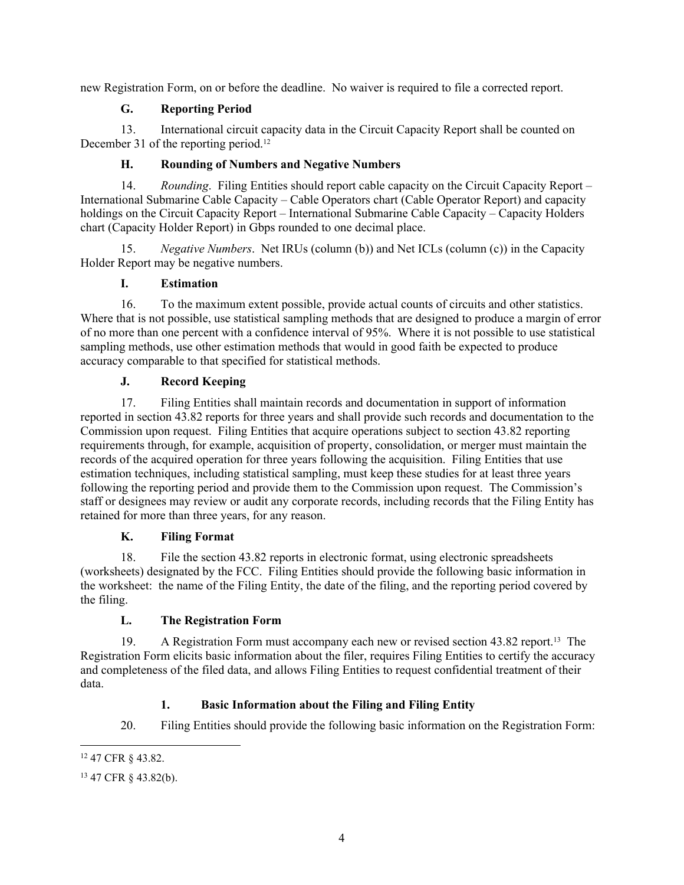new Registration Form, on or before the deadline. No waiver is required to file a corrected report.

### G. Reporting Period

13. International circuit capacity data in the Circuit Capacity Report shall be counted on December 31 of the reporting period.[12]

### H. Rounding of Numbers and Negative Numbers

14. *Rounding*. Filing Entities should report cable capacity on the Circuit Capacity Report – International Submarine Cable Capacity – Cable Operators chart (Cable Operator Report) and capacity holdings on the Circuit Capacity Report – International Submarine Cable Capacity – Capacity Holders chart (Capacity Holder Report) in Gbps rounded to one decimal place.

15. *Negative Numbers*. Net IRUs (column (b)) and Net ICLs (column (c)) in the Capacity Holder Report may be negative numbers.

### I. Estimation

16. To the maximum extent possible, provide actual counts of circuits and other statistics. Where that is not possible, use statistical sampling methods that are designed to produce a margin of error of no more than one percent with a confidence interval of 95%. Where it is not possible to use statistical sampling methods, use other estimation methods that would in good faith be expected to produce accuracy comparable to that specified for statistical methods.

### J. Record Keeping

17. Filing Entities shall maintain records and documentation in support of information reported in section 43.82 reports for three years and shall provide such records and documentation to the Commission upon request. Filing Entities that acquire operations subject to section 43.82 reporting requirements through, for example, acquisition of property, consolidation, or merger must maintain the records of the acquired operation for three years following the acquisition. Filing Entities that use estimation techniques, including statistical sampling, must keep these studies for at least three years following the reporting period and provide them to the Commission upon request. The Commission's staff or designees may review or audit any corporate records, including records that the Filing Entity has retained for more than three years, for any reason.

### K. Filing Format

18. File the section 43.82 reports in electronic format, using electronic spreadsheets (worksheets) designated by the FCC. Filing Entities should provide the following basic information in the worksheet: the name of the Filing Entity, the date of the filing, and the reporting period covered by the filing.

### L. The Registration Form

19. A Registration Form must accompany each new or revised section 43.82 report.[13] The Registration Form elicits basic information about the filer, requires Filing Entities to certify the accuracy and completeness of the filed data, and allows Filing Entities to request confidential treatment of their data.

#### 1. Basic Information about the Filing and Filing Entity

20. Filing Entities should provide the following basic information on the Registration Form:

---

[12] 47 CFR § 43.82.

[13] 47 CFR § 43.82(b).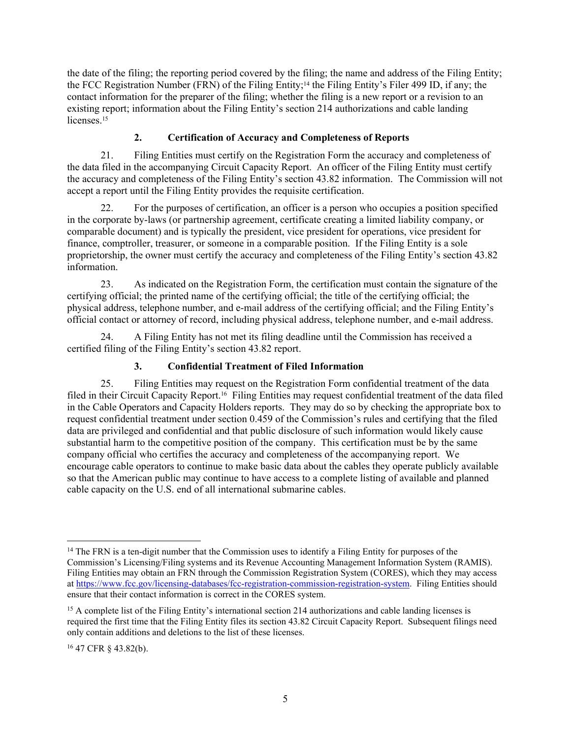the date of the filing; the reporting period covered by the filing; the name and address of the Filing Entity; the FCC Registration Number (FRN) of the Filing Entity;[14] the Filing Entity's Filer 499 ID, if any; the contact information for the preparer of the filing; whether the filing is a new report or a revision to an existing report; information about the Filing Entity's section 214 authorizations and cable landing licenses.[15]

### 2. Certification of Accuracy and Completeness of Reports

21. Filing Entities must certify on the Registration Form the accuracy and completeness of the data filed in the accompanying Circuit Capacity Report. An officer of the Filing Entity must certify the accuracy and completeness of the Filing Entity's section 43.82 information. The Commission will not accept a report until the Filing Entity provides the requisite certification.

22. For the purposes of certification, an officer is a person who occupies a position specified in the corporate by-laws (or partnership agreement, certificate creating a limited liability company, or comparable document) and is typically the president, vice president for operations, vice president for finance, comptroller, treasurer, or someone in a comparable position. If the Filing Entity is a sole proprietorship, the owner must certify the accuracy and completeness of the Filing Entity's section 43.82 information.

23. As indicated on the Registration Form, the certification must contain the signature of the certifying official; the printed name of the certifying official; the title of the certifying official; the physical address, telephone number, and e-mail address of the certifying official; and the Filing Entity's official contact or attorney of record, including physical address, telephone number, and e-mail address.

24. A Filing Entity has not met its filing deadline until the Commission has received a certified filing of the Filing Entity's section 43.82 report.

### 3. Confidential Treatment of Filed Information

25. Filing Entities may request on the Registration Form confidential treatment of the data filed in their Circuit Capacity Report.[16] Filing Entities may request confidential treatment of the data filed in the Cable Operators and Capacity Holders reports. They may do so by checking the appropriate box to request confidential treatment under section 0.459 of the Commission's rules and certifying that the filed data are privileged and confidential and that public disclosure of such information would likely cause substantial harm to the competitive position of the company. This certification must be by the same company official who certifies the accuracy and completeness of the accompanying report. We encourage cable operators to continue to make basic data about the cables they operate publicly available so that the American public may continue to have access to a complete listing of available and planned cable capacity on the U.S. end of all international submarine cables.

---

[14] The FRN is a ten-digit number that the Commission uses to identify a Filing Entity for purposes of the Commission's Licensing/Filing systems and its Revenue Accounting Management Information System (RAMIS). Filing Entities may obtain an FRN through the Commission Registration System (CORES), which they may access at https://www.fcc.gov/licensing-databases/fcc-registration-commission-registration-system. Filing Entities should ensure that their contact information is correct in the CORES system.

[15] A complete list of the Filing Entity's international section 214 authorizations and cable landing licenses is required the first time that the Filing Entity files its section 43.82 Circuit Capacity Report. Subsequent filings need only contain additions and deletions to the list of these licenses.

[16] 47 CFR § 43.82(b).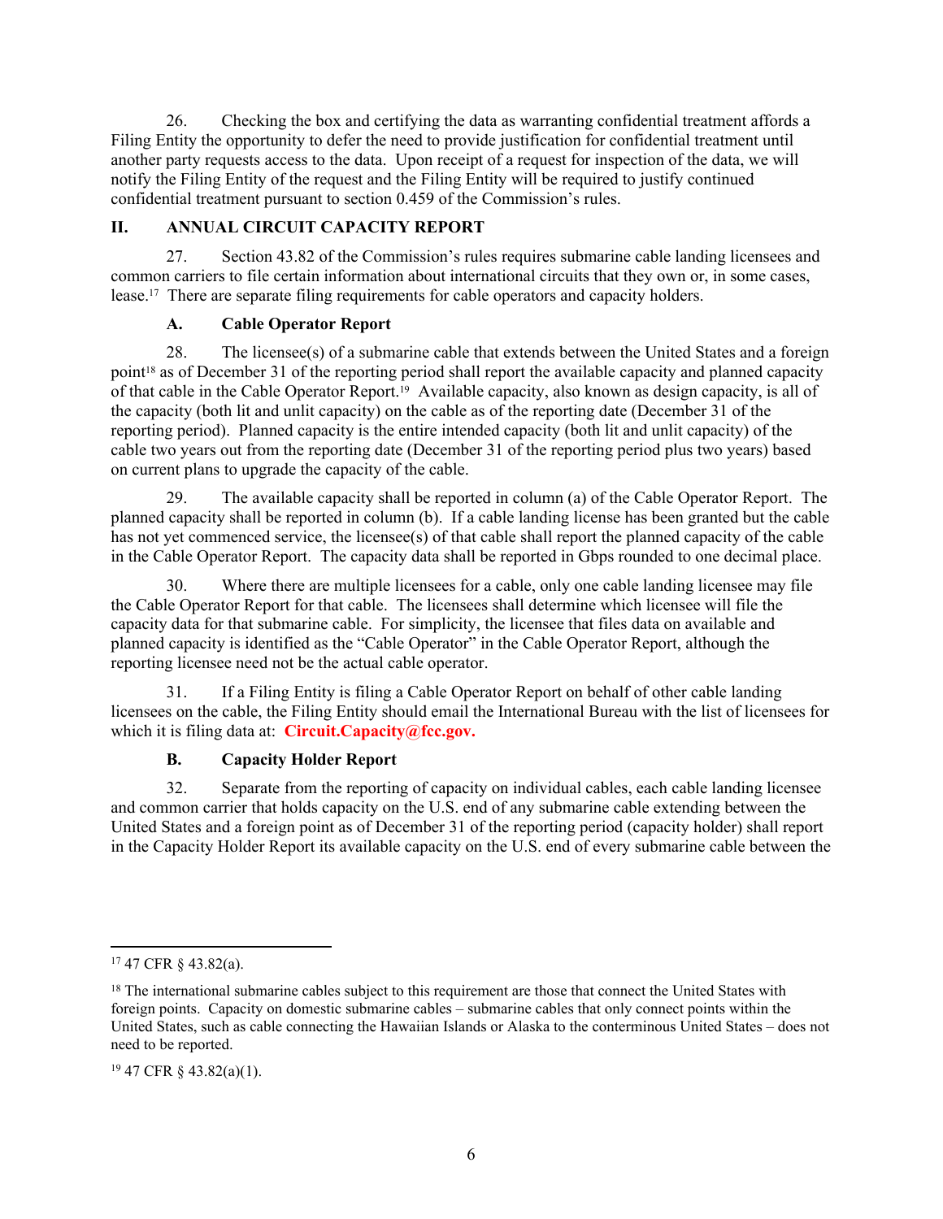26. Checking the box and certifying the data as warranting confidential treatment affords a Filing Entity the opportunity to defer the need to provide justification for confidential treatment until another party requests access to the data. Upon receipt of a request for inspection of the data, we will notify the Filing Entity of the request and the Filing Entity will be required to justify continued confidential treatment pursuant to section 0.459 of the Commission's rules.

## II. ANNUAL CIRCUIT CAPACITY REPORT

27. Section 43.82 of the Commission's rules requires submarine cable landing licensees and common carriers to file certain information about international circuits that they own or, in some cases, lease.[17] There are separate filing requirements for cable operators and capacity holders.

### A. Cable Operator Report

28. The licensee(s) of a submarine cable that extends between the United States and a foreign point[18] as of December 31 of the reporting period shall report the available capacity and planned capacity of that cable in the Cable Operator Report.[19] Available capacity, also known as design capacity, is all of the capacity (both lit and unlit capacity) on the cable as of the reporting date (December 31 of the reporting period). Planned capacity is the entire intended capacity (both lit and unlit capacity) of the cable two years out from the reporting date (December 31 of the reporting period plus two years) based on current plans to upgrade the capacity of the cable.

29. The available capacity shall be reported in column (a) of the Cable Operator Report. The planned capacity shall be reported in column (b). If a cable landing license has been granted but the cable has not yet commenced service, the licensee(s) of that cable shall report the planned capacity of the cable in the Cable Operator Report. The capacity data shall be reported in Gbps rounded to one decimal place.

30. Where there are multiple licensees for a cable, only one cable landing licensee may file the Cable Operator Report for that cable. The licensees shall determine which licensee will file the capacity data for that submarine cable. For simplicity, the licensee that files data on available and planned capacity is identified as the "Cable Operator" in the Cable Operator Report, although the reporting licensee need not be the actual cable operator.

31. If a Filing Entity is filing a Cable Operator Report on behalf of other cable landing licensees on the cable, the Filing Entity should email the International Bureau with the list of licensees for which it is filing data at: **Circuit.Capacity@fcc.gov.**

### B. Capacity Holder Report

32. Separate from the reporting of capacity on individual cables, each cable landing licensee and common carrier that holds capacity on the U.S. end of any submarine cable extending between the United States and a foreign point as of December 31 of the reporting period (capacity holder) shall report in the Capacity Holder Report its available capacity on the U.S. end of every submarine cable between the

---

[17] 47 CFR § 43.82(a).

[18] The international submarine cables subject to this requirement are those that connect the United States with foreign points. Capacity on domestic submarine cables – submarine cables that only connect points within the United States, such as cable connecting the Hawaiian Islands or Alaska to the conterminous United States – does not need to be reported.

[19] 47 CFR § 43.82(a)(1).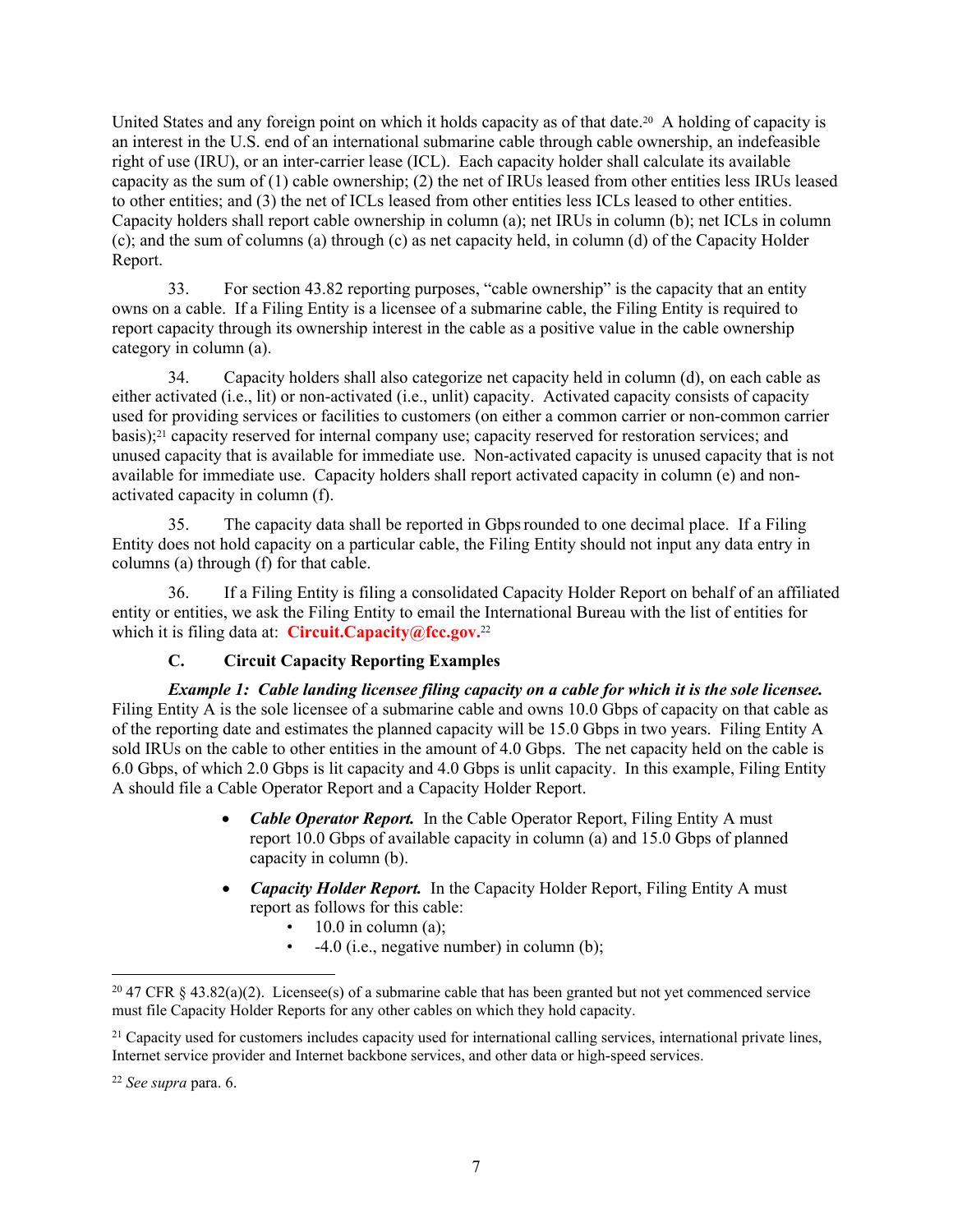United States and any foreign point on which it holds capacity as of that date.[20] A holding of capacity is an interest in the U.S. end of an international submarine cable through cable ownership, an indefeasible right of use (IRU), or an inter-carrier lease (ICL). Each capacity holder shall calculate its available capacity as the sum of (1) cable ownership; (2) the net of IRUs leased from other entities less IRUs leased to other entities; and (3) the net of ICLs leased from other entities less ICLs leased to other entities. Capacity holders shall report cable ownership in column (a); net IRUs in column (b); net ICLs in column (c); and the sum of columns (a) through (c) as net capacity held, in column (d) of the Capacity Holder Report.

33. For section 43.82 reporting purposes, "cable ownership" is the capacity that an entity owns on a cable. If a Filing Entity is a licensee of a submarine cable, the Filing Entity is required to report capacity through its ownership interest in the cable as a positive value in the cable ownership category in column (a).

34. Capacity holders shall also categorize net capacity held in column (d), on each cable as either activated (i.e., lit) or non-activated (i.e., unlit) capacity. Activated capacity consists of capacity used for providing services or facilities to customers (on either a common carrier or non-common carrier basis);[21] capacity reserved for internal company use; capacity reserved for restoration services; and unused capacity that is available for immediate use. Non-activated capacity is unused capacity that is not available for immediate use. Capacity holders shall report activated capacity in column (e) and non-activated capacity in column (f).

35. The capacity data shall be reported in Gbps rounded to one decimal place. If a Filing Entity does not hold capacity on a particular cable, the Filing Entity should not input any data entry in columns (a) through (f) for that cable.

36. If a Filing Entity is filing a consolidated Capacity Holder Report on behalf of an affiliated entity or entities, we ask the Filing Entity to email the International Bureau with the list of entities for which it is filing data at: **Circuit.Capacity@fcc.gov.**[22]

### C. Circuit Capacity Reporting Examples

***Example 1: Cable landing licensee filing capacity on a cable for which it is the sole licensee.*** Filing Entity A is the sole licensee of a submarine cable and owns 10.0 Gbps of capacity on that cable as of the reporting date and estimates the planned capacity will be 15.0 Gbps in two years. Filing Entity A sold IRUs on the cable to other entities in the amount of 4.0 Gbps. The net capacity held on the cable is 6.0 Gbps, of which 2.0 Gbps is lit capacity and 4.0 Gbps is unlit capacity. In this example, Filing Entity A should file a Cable Operator Report and a Capacity Holder Report.

- ***Cable Operator Report.*** In the Cable Operator Report, Filing Entity A must report 10.0 Gbps of available capacity in column (a) and 15.0 Gbps of planned capacity in column (b).
- ***Capacity Holder Report.*** In the Capacity Holder Report, Filing Entity A must report as follows for this cable:
  - 10.0 in column (a);
  - -4.0 (i.e., negative number) in column (b);

---

[20] 47 CFR § 43.82(a)(2). Licensee(s) of a submarine cable that has been granted but not yet commenced service must file Capacity Holder Reports for any other cables on which they hold capacity.

[21] Capacity used for customers includes capacity used for international calling services, international private lines, Internet service provider and Internet backbone services, and other data or high-speed services.

[22] *See supra* para. 6.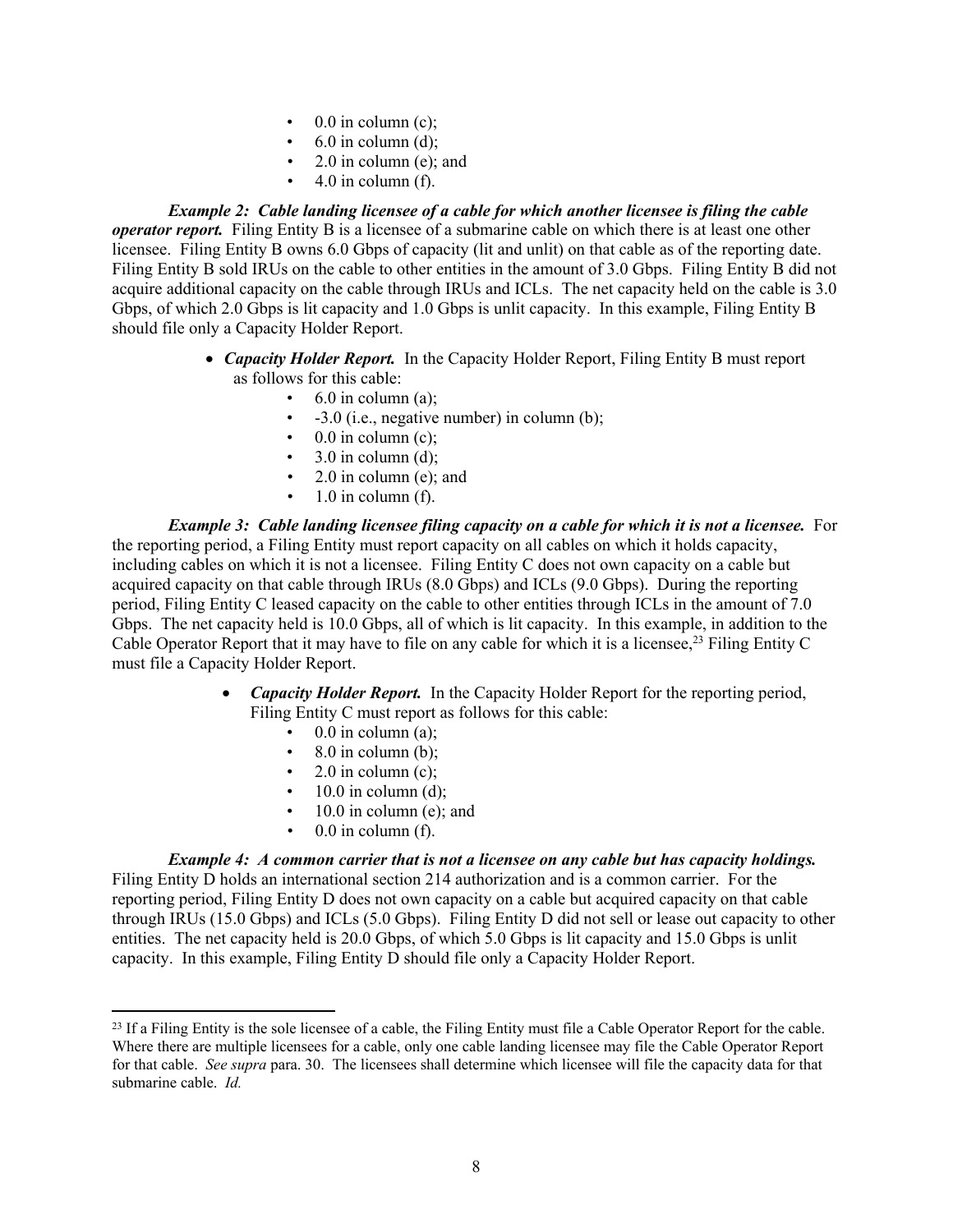- 0.0 in column (c);
- 6.0 in column (d);
- 2.0 in column (e); and
- 4.0 in column (f).

***Example 2: Cable landing licensee of a cable for which another licensee is filing the cable operator report.*** Filing Entity B is a licensee of a submarine cable on which there is at least one other licensee. Filing Entity B owns 6.0 Gbps of capacity (lit and unlit) on that cable as of the reporting date. Filing Entity B sold IRUs on the cable to other entities in the amount of 3.0 Gbps. Filing Entity B did not acquire additional capacity on the cable through IRUs and ICLs. The net capacity held on the cable is 3.0 Gbps, of which 2.0 Gbps is lit capacity and 1.0 Gbps is unlit capacity. In this example, Filing Entity B should file only a Capacity Holder Report.

- ***Capacity Holder Report.*** In the Capacity Holder Report, Filing Entity B must report as follows for this cable:
  - 6.0 in column (a);
  - -3.0 (i.e., negative number) in column (b);
  - 0.0 in column (c);
  - 3.0 in column (d);
  - 2.0 in column (e); and
  - 1.0 in column (f).

***Example 3: Cable landing licensee filing capacity on a cable for which it is not a licensee.*** For the reporting period, a Filing Entity must report capacity on all cables on which it holds capacity, including cables on which it is not a licensee. Filing Entity C does not own capacity on a cable but acquired capacity on that cable through IRUs (8.0 Gbps) and ICLs (9.0 Gbps). During the reporting period, Filing Entity C leased capacity on the cable to other entities through ICLs in the amount of 7.0 Gbps. The net capacity held is 10.0 Gbps, all of which is lit capacity. In this example, in addition to the Cable Operator Report that it may have to file on any cable for which it is a licensee,[23] Filing Entity C must file a Capacity Holder Report.

- ***Capacity Holder Report.*** In the Capacity Holder Report for the reporting period, Filing Entity C must report as follows for this cable:
  - 0.0 in column (a);
  - 8.0 in column (b);
  - 2.0 in column (c);
  - 10.0 in column (d);
  - 10.0 in column (e); and
  - 0.0 in column (f).

***Example 4: A common carrier that is not a licensee on any cable but has capacity holdings.*** Filing Entity D holds an international section 214 authorization and is a common carrier. For the reporting period, Filing Entity D does not own capacity on a cable but acquired capacity on that cable through IRUs (15.0 Gbps) and ICLs (5.0 Gbps). Filing Entity D did not sell or lease out capacity to other entities. The net capacity held is 20.0 Gbps, of which 5.0 Gbps is lit capacity and 15.0 Gbps is unlit capacity. In this example, Filing Entity D should file only a Capacity Holder Report.

---

[23] If a Filing Entity is the sole licensee of a cable, the Filing Entity must file a Cable Operator Report for the cable. Where there are multiple licensees for a cable, only one cable landing licensee may file the Cable Operator Report for that cable. *See supra* para. 30. The licensees shall determine which licensee will file the capacity data for that submarine cable. *Id.*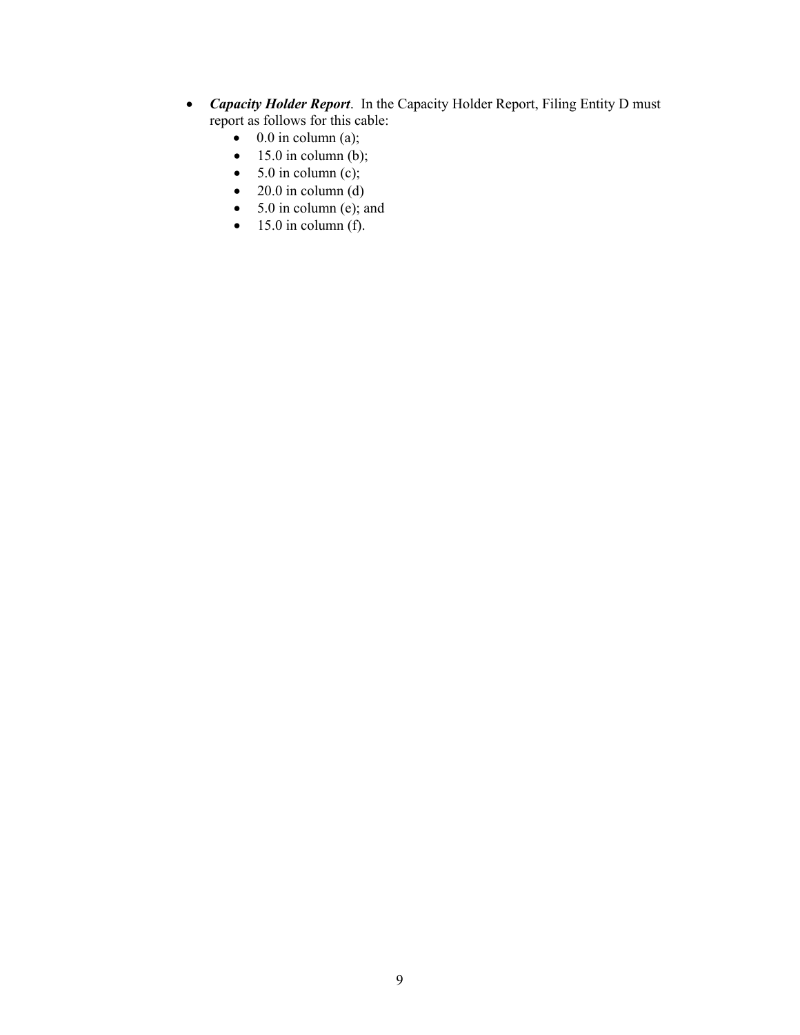- ***Capacity Holder Report***. In the Capacity Holder Report, Filing Entity D must report as follows for this cable:
  - 0.0 in column (a);
  - 15.0 in column (b);
  - 5.0 in column (c);
  - 20.0 in column (d)
  - 5.0 in column (e); and
  - 15.0 in column (f).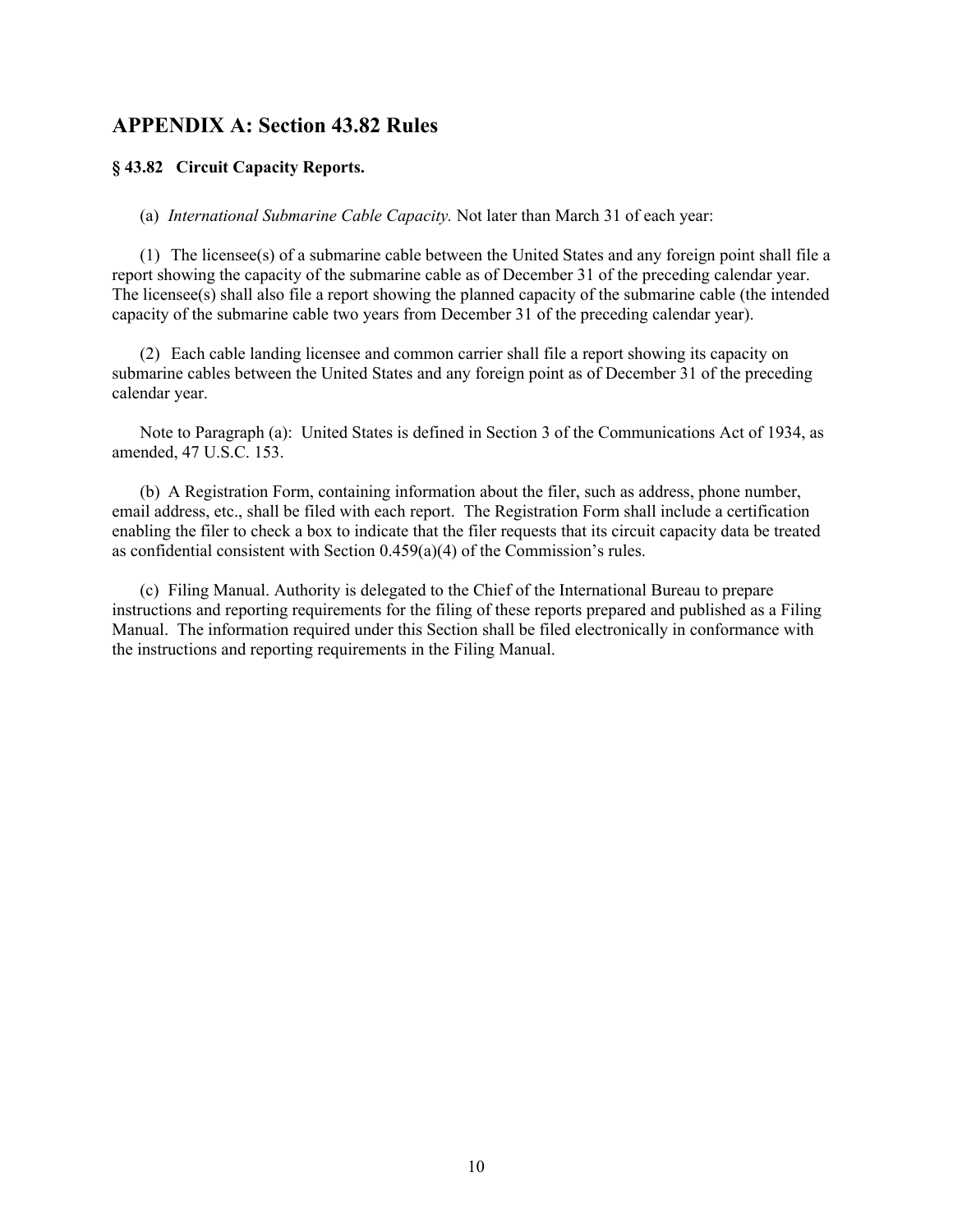## APPENDIX A: Section 43.82 Rules

### § 43.82 Circuit Capacity Reports.

(a) *International Submarine Cable Capacity.* Not later than March 31 of each year:

(1) The licensee(s) of a submarine cable between the United States and any foreign point shall file a report showing the capacity of the submarine cable as of December 31 of the preceding calendar year. The licensee(s) shall also file a report showing the planned capacity of the submarine cable (the intended capacity of the submarine cable two years from December 31 of the preceding calendar year).

(2) Each cable landing licensee and common carrier shall file a report showing its capacity on submarine cables between the United States and any foreign point as of December 31 of the preceding calendar year.

Note to Paragraph (a): United States is defined in Section 3 of the Communications Act of 1934, as amended, 47 U.S.C. 153.

(b) A Registration Form, containing information about the filer, such as address, phone number, email address, etc., shall be filed with each report. The Registration Form shall include a certification enabling the filer to check a box to indicate that the filer requests that its circuit capacity data be treated as confidential consistent with Section 0.459(a)(4) of the Commission's rules.

(c) Filing Manual. Authority is delegated to the Chief of the International Bureau to prepare instructions and reporting requirements for the filing of these reports prepared and published as a Filing Manual. The information required under this Section shall be filed electronically in conformance with the instructions and reporting requirements in the Filing Manual.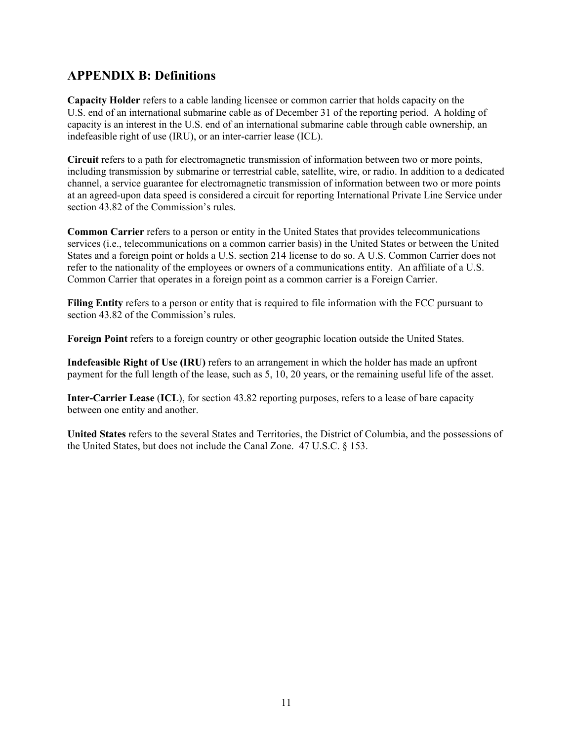## APPENDIX B: Definitions

**Capacity Holder** refers to a cable landing licensee or common carrier that holds capacity on the U.S. end of an international submarine cable as of December 31 of the reporting period. A holding of capacity is an interest in the U.S. end of an international submarine cable through cable ownership, an indefeasible right of use (IRU), or an inter-carrier lease (ICL).

**Circuit** refers to a path for electromagnetic transmission of information between two or more points, including transmission by submarine or terrestrial cable, satellite, wire, or radio. In addition to a dedicated channel, a service guarantee for electromagnetic transmission of information between two or more points at an agreed-upon data speed is considered a circuit for reporting International Private Line Service under section 43.82 of the Commission's rules.

**Common Carrier** refers to a person or entity in the United States that provides telecommunications services (i.e., telecommunications on a common carrier basis) in the United States or between the United States and a foreign point or holds a U.S. section 214 license to do so. A U.S. Common Carrier does not refer to the nationality of the employees or owners of a communications entity. An affiliate of a U.S. Common Carrier that operates in a foreign point as a common carrier is a Foreign Carrier.

**Filing Entity** refers to a person or entity that is required to file information with the FCC pursuant to section 43.82 of the Commission's rules.

**Foreign Point** refers to a foreign country or other geographic location outside the United States.

**Indefeasible Right of Use (IRU)** refers to an arrangement in which the holder has made an upfront payment for the full length of the lease, such as 5, 10, 20 years, or the remaining useful life of the asset.

**Inter-Carrier Lease** (**ICL**), for section 43.82 reporting purposes, refers to a lease of bare capacity between one entity and another.

**United States** refers to the several States and Territories, the District of Columbia, and the possessions of the United States, but does not include the Canal Zone. 47 U.S.C. § 153.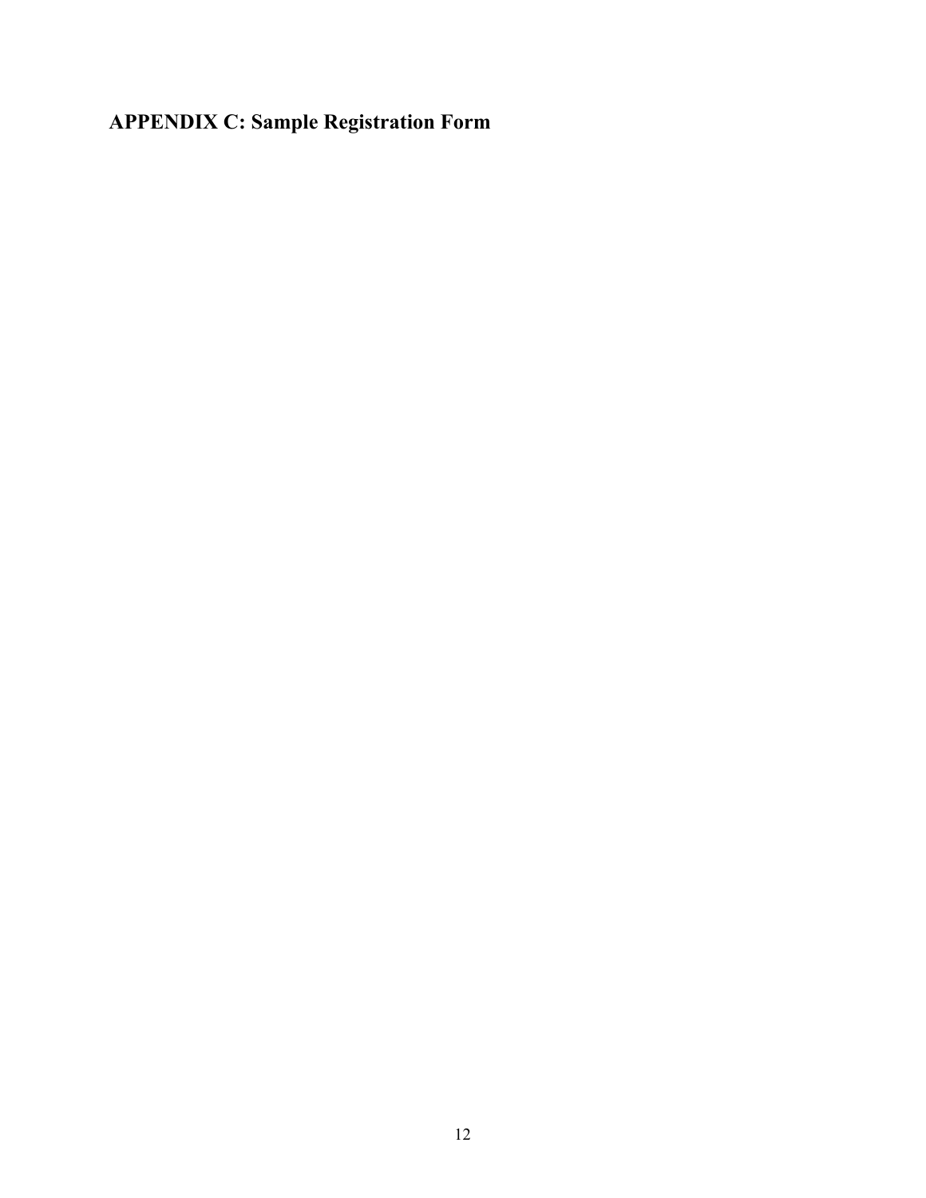## APPENDIX C: Sample Registration Form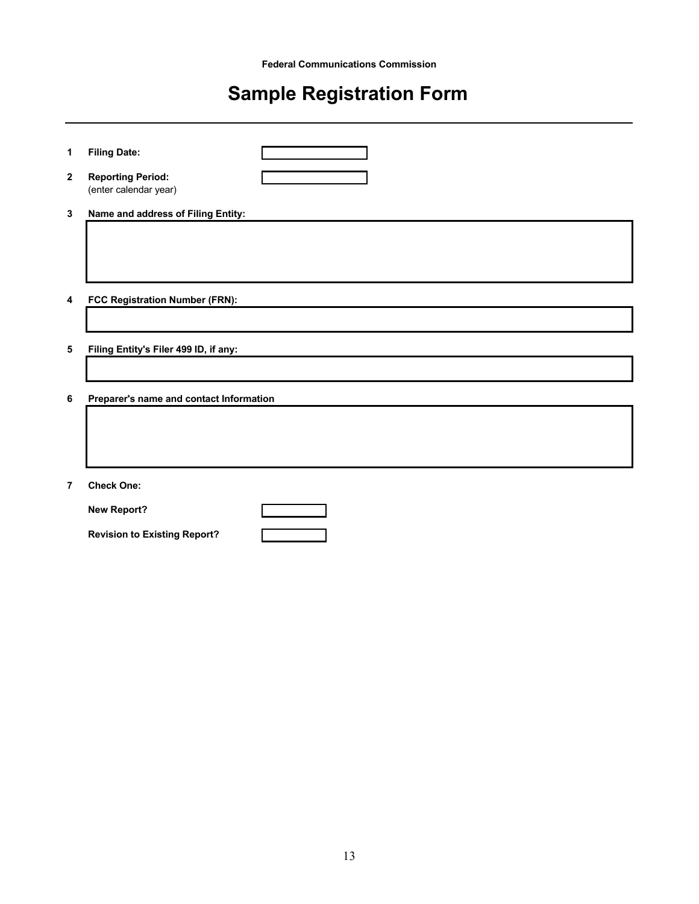Federal Communications Commission

# Sample Registration Form

---

1 **Filing Date:**

2 **Reporting Period:**
(enter calendar year)

3 **Name and address of Filing Entity:**

4 **FCC Registration Number (FRN):**

5 **Filing Entity's Filer 499 ID, if any:**

6 **Preparer's name and contact Information**

7 **Check One:**

**New Report?**

**Revision to Existing Report?**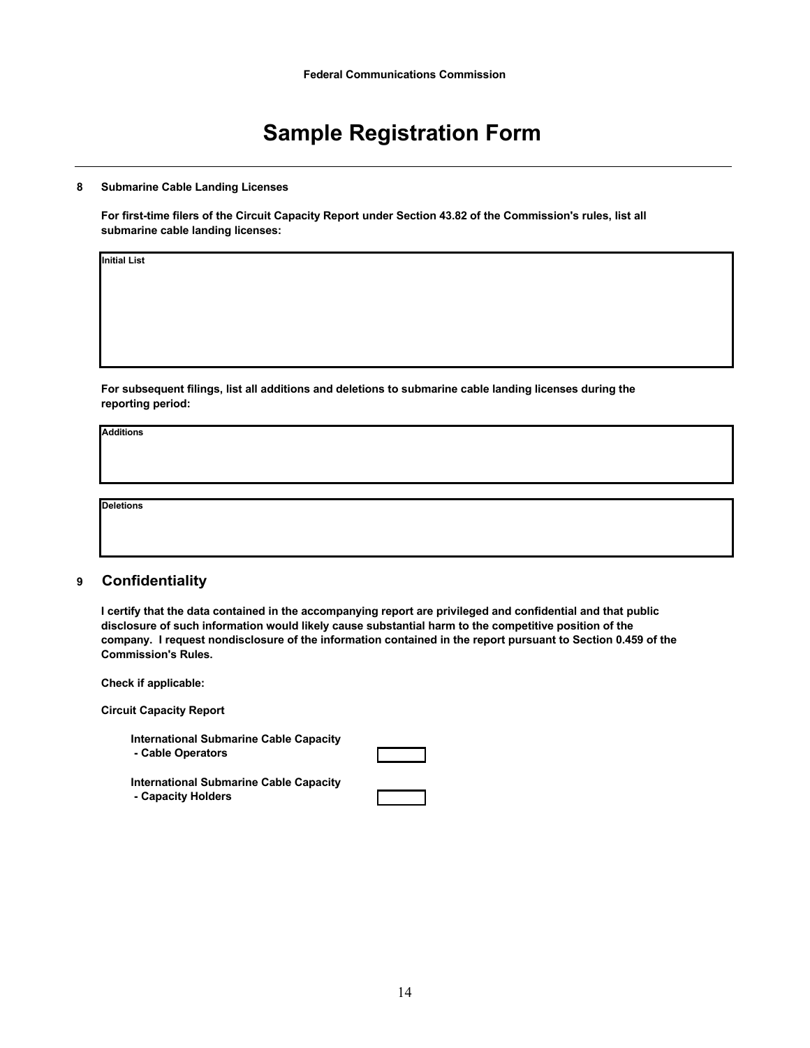Federal Communications Commission

# Sample Registration Form

**8 Submarine Cable Landing Licenses**

**For first-time filers of the Circuit Capacity Report under Section 43.82 of the Commission's rules, list all submarine cable landing licenses:**

| Initial List |
|---|
| |

**For subsequent filings, list all additions and deletions to submarine cable landing licenses during the reporting period:**

| Additions |
|---|
| |

| Deletions |
|---|
| |

## 9 Confidentiality

**I certify that the data contained in the accompanying report are privileged and confidential and that public disclosure of such information would likely cause substantial harm to the competitive position of the company. I request nondisclosure of the information contained in the report pursuant to Section 0.459 of the Commission's Rules.**

**Check if applicable:**

**Circuit Capacity Report**

| | |
|---|---|
| **International Submarine Cable Capacity - Cable Operators** | ☐ |
| **International Submarine Cable Capacity - Capacity Holders** | ☐ |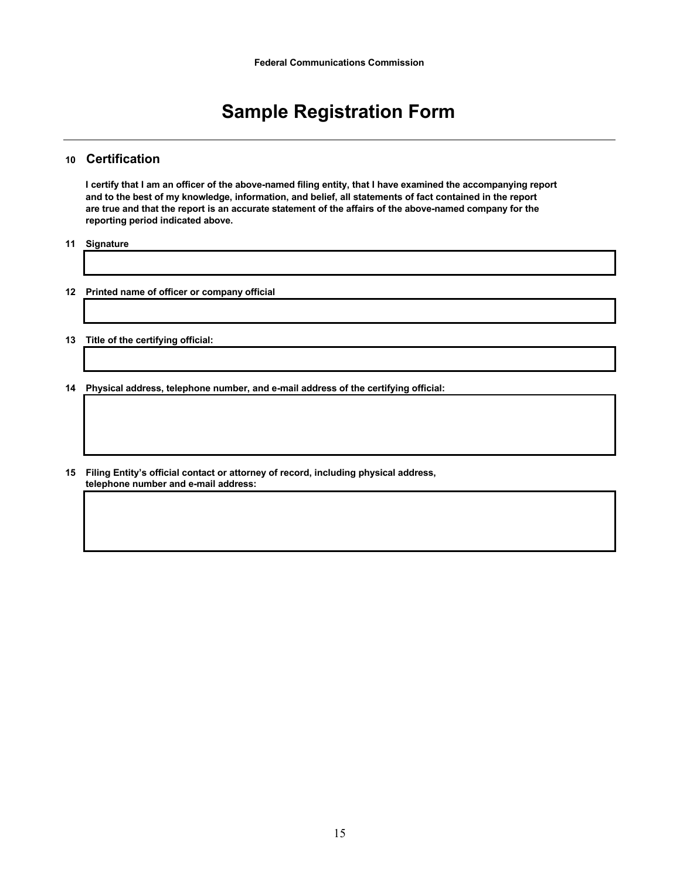# Sample Registration Form

## 10 Certification

**I certify that I am an officer of the above-named filing entity, that I have examined the accompanying report and to the best of my knowledge, information, and belief, all statements of fact contained in the report are true and that the report is an accurate statement of the affairs of the above-named company for the reporting period indicated above.**

**11 Signature**

**12 Printed name of officer or company official**

**13 Title of the certifying official:**

**14 Physical address, telephone number, and e-mail address of the certifying official:**

**15 Filing Entity's official contact or attorney of record, including physical address, telephone number and e-mail address:**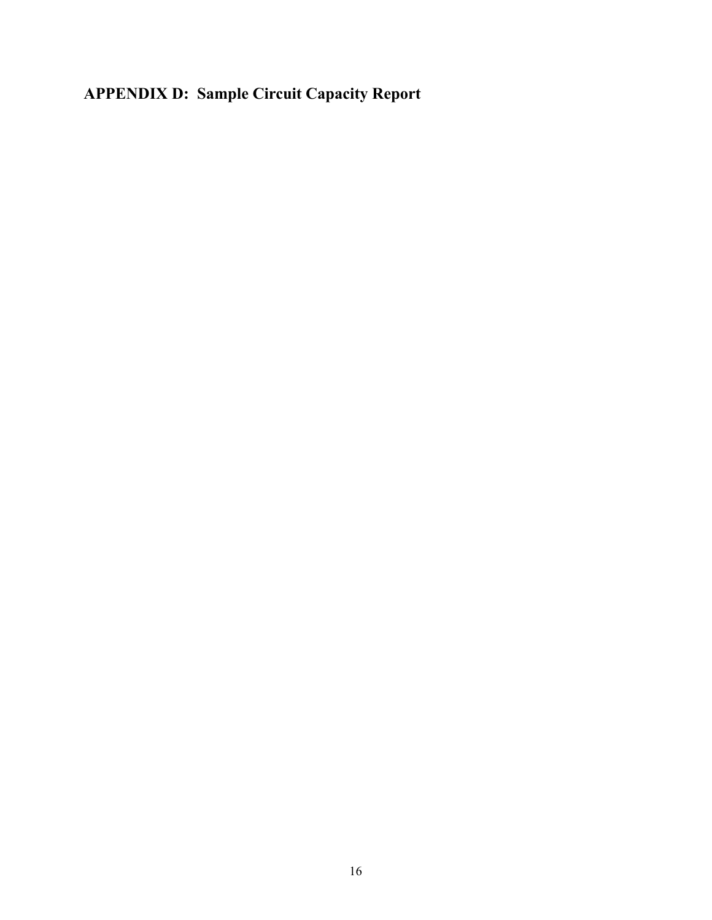## APPENDIX D: Sample Circuit Capacity Report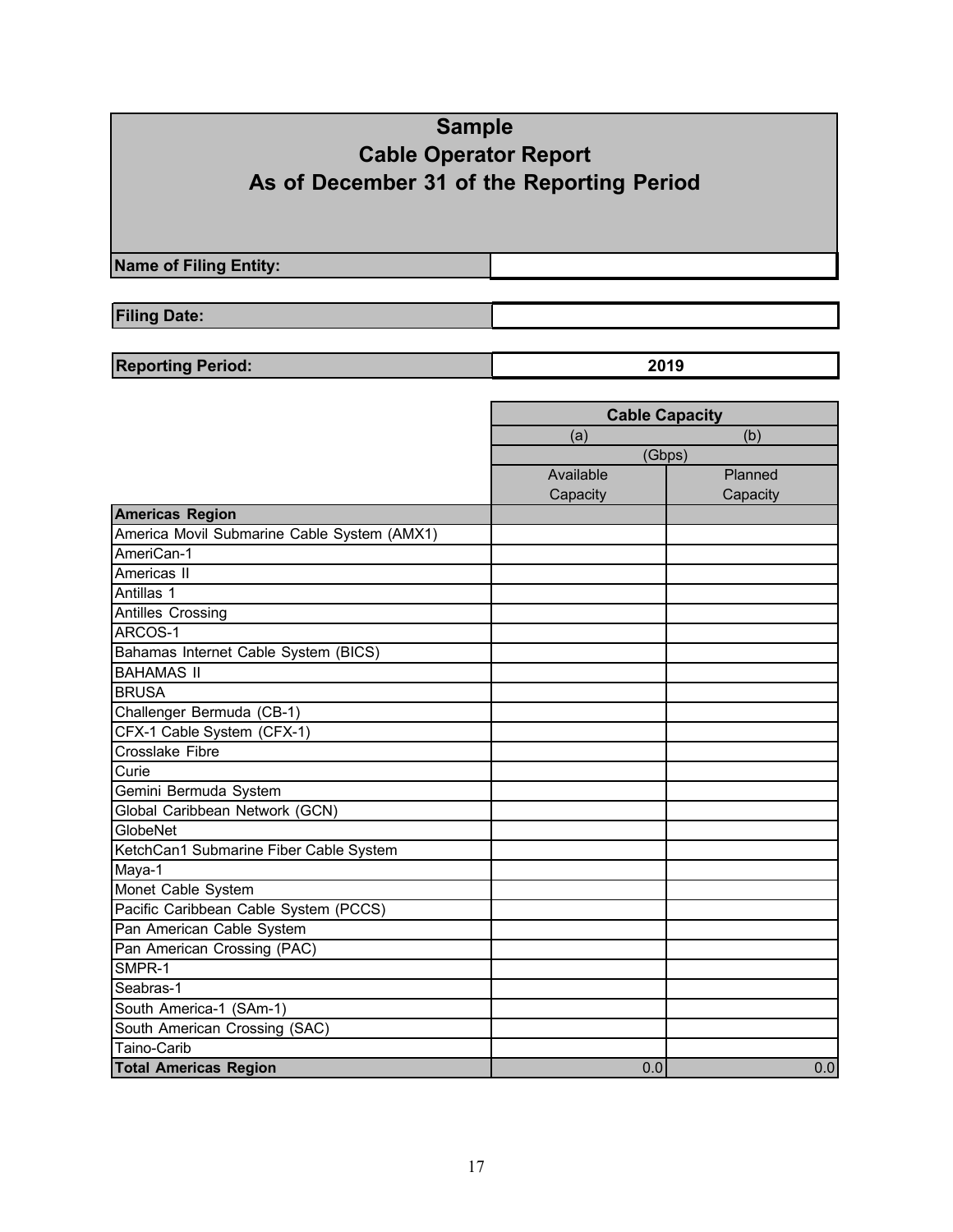# Sample
# Cable Operator Report
# As of December 31 of the Reporting Period

| | |
|---|---|
| **Name of Filing Entity:** | |

| | |
|---|---|
| **Filing Date:** | |

| | |
|---|---|
| **Reporting Period:** | **2019** |

| | **Cable Capacity** | |
|---|---|---|
| | (a) | (b) |
| | (Gbps) | |
| | Available Capacity | Planned Capacity |
| **Americas Region** | | |
| America Movil Submarine Cable System (AMX1) | | |
| AmeriCan-1 | | |
| Americas II | | |
| Antillas 1 | | |
| Antilles Crossing | | |
| ARCOS-1 | | |
| Bahamas Internet Cable System (BICS) | | |
| BAHAMAS II | | |
| BRUSA | | |
| Challenger Bermuda (CB-1) | | |
| CFX-1 Cable System (CFX-1) | | |
| Crosslake Fibre | | |
| Curie | | |
| Gemini Bermuda System | | |
| Global Caribbean Network (GCN) | | |
| GlobeNet | | |
| KetchCan1 Submarine Fiber Cable System | | |
| Maya-1 | | |
| Monet Cable System | | |
| Pacific Caribbean Cable System (PCCS) | | |
| Pan American Cable System | | |
| Pan American Crossing (PAC) | | |
| SMPR-1 | | |
| Seabras-1 | | |
| South America-1 (SAm-1) | | |
| South American Crossing (SAC) | | |
| Taino-Carib | | |
| **Total Americas Region** | 0.0 | 0.0 |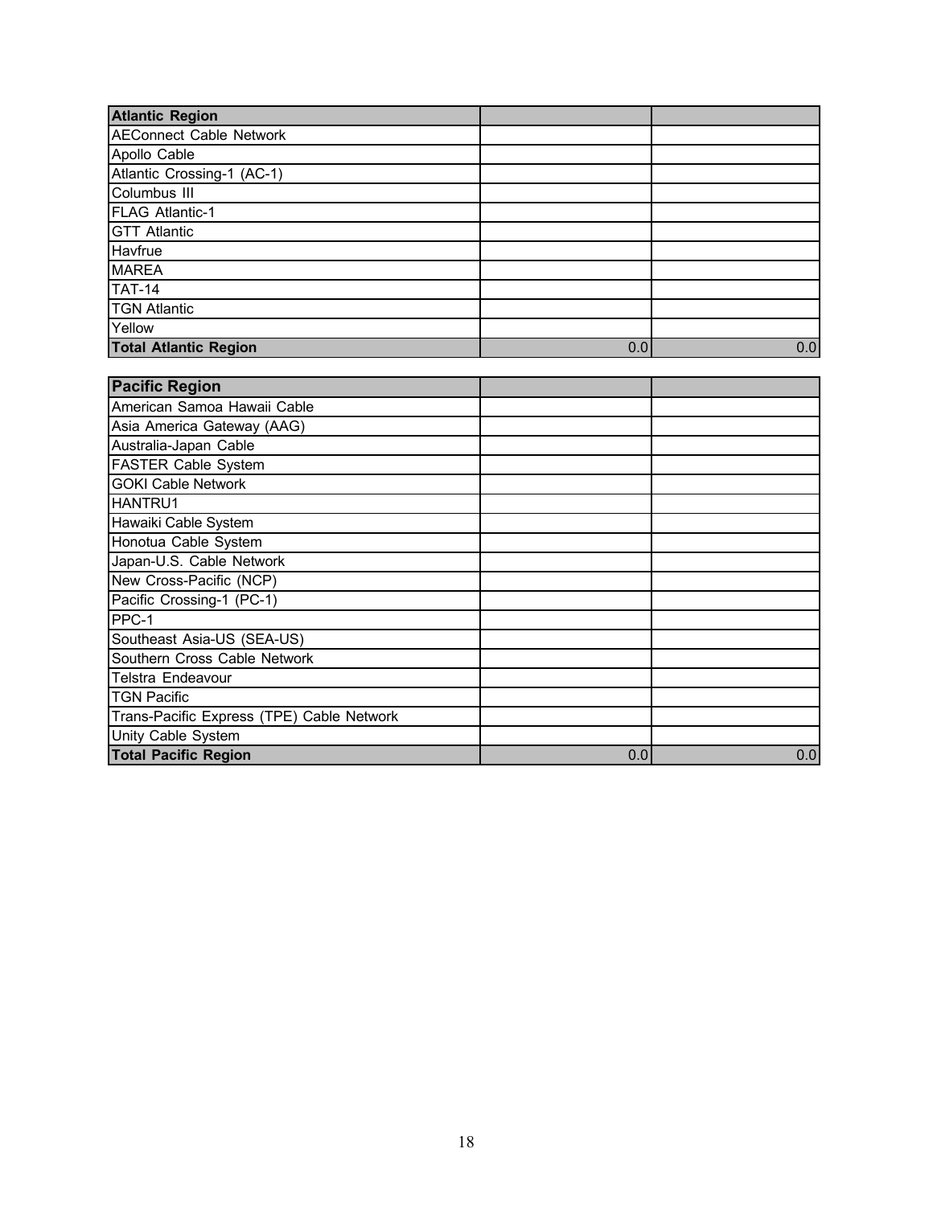| Atlantic Region | | |
|---|---|---|
| AEConnect Cable Network | | |
| Apollo Cable | | |
| Atlantic Crossing-1 (AC-1) | | |
| Columbus III | | |
| FLAG Atlantic-1 | | |
| GTT Atlantic | | |
| Havfrue | | |
| MAREA | | |
| TAT-14 | | |
| TGN Atlantic | | |
| Yellow | | |
| **Total Atlantic Region** | 0.0 | 0.0 |

| Pacific Region | | |
|---|---|---|
| American Samoa Hawaii Cable | | |
| Asia America Gateway (AAG) | | |
| Australia-Japan Cable | | |
| FASTER Cable System | | |
| GOKI Cable Network | | |
| HANTRU1 | | |
| Hawaiki Cable System | | |
| Honotua Cable System | | |
| Japan-U.S. Cable Network | | |
| New Cross-Pacific (NCP) | | |
| Pacific Crossing-1 (PC-1) | | |
| PPC-1 | | |
| Southeast Asia-US (SEA-US) | | |
| Southern Cross Cable Network | | |
| Telstra Endeavour | | |
| TGN Pacific | | |
| Trans-Pacific Express (TPE) Cable Network | | |
| Unity Cable System | | |
| **Total Pacific Region** | 0.0 | 0.0 |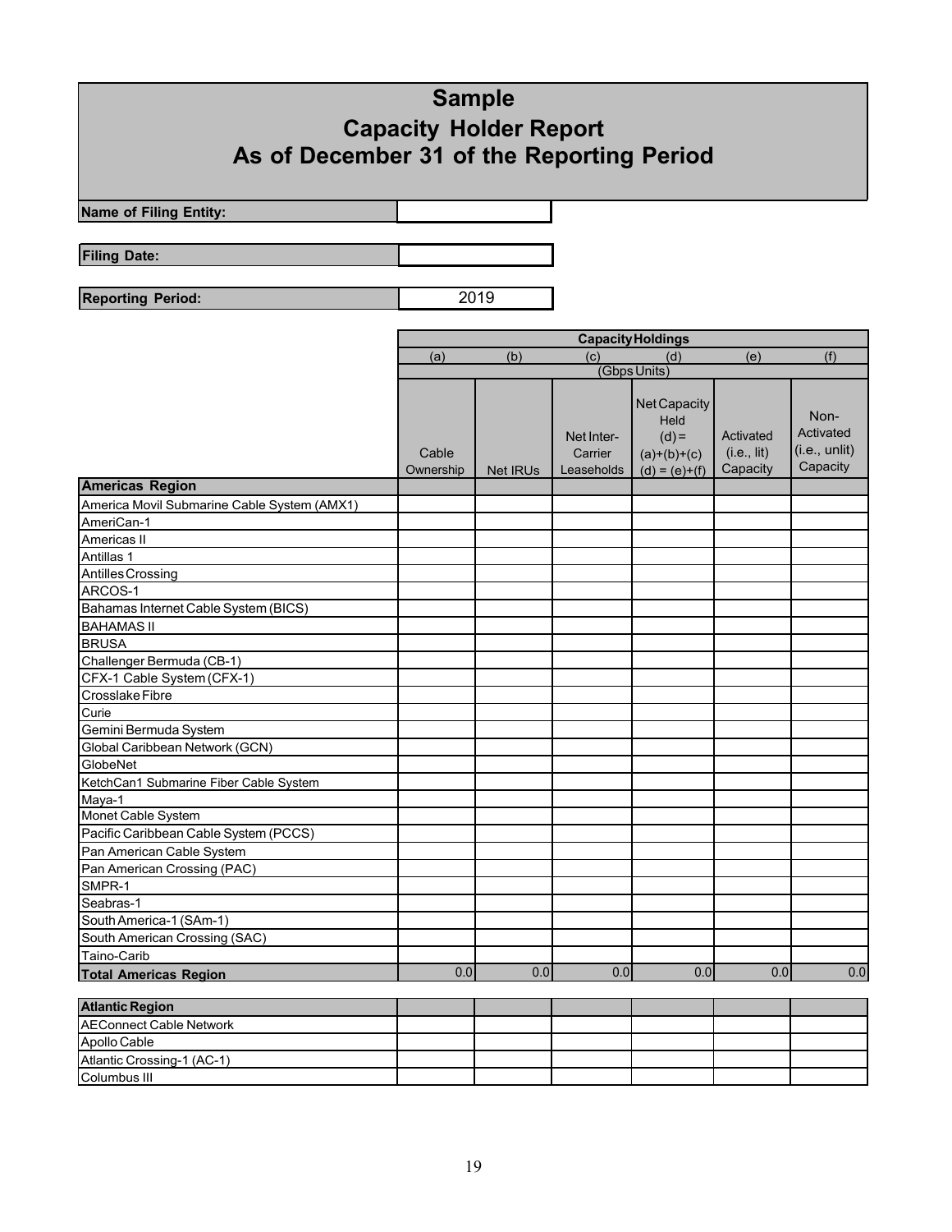# Sample
# Capacity Holder Report
# As of December 31 of the Reporting Period

| | |
|---|---|
| **Name of Filing Entity:** | |
| **Filing Date:** | |
| **Reporting Period:** | 2019 |

| | Capacity Holdings | | | | | |
|---|---|---|---|---|---|---|
| | (a) | (b) | (c) | (d) | (e) | (f) |
| | (Gbps Units) | | | | | |
| | Cable Ownership | Net IRUs | Net Inter-Carrier Leaseholds | Net Capacity Held (d) = (a)+(b)+(c) (d) = (e)+(f) | Activated (i.e., lit) Capacity | Non-Activated (i.e., unlit) Capacity |
| **Americas Region** | | | | | | |
| America Movil Submarine Cable System (AMX1) | | | | | | |
| AmeriCan-1 | | | | | | |
| Americas II | | | | | | |
| Antillas 1 | | | | | | |
| Antilles Crossing | | | | | | |
| ARCOS-1 | | | | | | |
| Bahamas Internet Cable System (BICS) | | | | | | |
| BAHAMAS II | | | | | | |
| BRUSA | | | | | | |
| Challenger Bermuda (CB-1) | | | | | | |
| CFX-1 Cable System (CFX-1) | | | | | | |
| Crosslake Fibre | | | | | | |
| Curie | | | | | | |
| Gemini Bermuda System | | | | | | |
| Global Caribbean Network (GCN) | | | | | | |
| GlobeNet | | | | | | |
| KetchCan1 Submarine Fiber Cable System | | | | | | |
| Maya-1 | | | | | | |
| Monet Cable System | | | | | | |
| Pacific Caribbean Cable System (PCCS) | | | | | | |
| Pan American Cable System | | | | | | |
| Pan American Crossing (PAC) | | | | | | |
| SMPR-1 | | | | | | |
| Seabras-1 | | | | | | |
| South America-1 (SAm-1) | | | | | | |
| South American Crossing (SAC) | | | | | | |
| Taino-Carib | | | | | | |
| **Total Americas Region** | 0.0 | 0.0 | 0.0 | 0.0 | 0.0 | 0.0 |
| | | | | | | |
| **Atlantic Region** | | | | | | |
| AEConnect Cable Network | | | | | | |
| Apollo Cable | | | | | | |
| Atlantic Crossing-1 (AC-1) | | | | | | |
| Columbus III | | | | | | |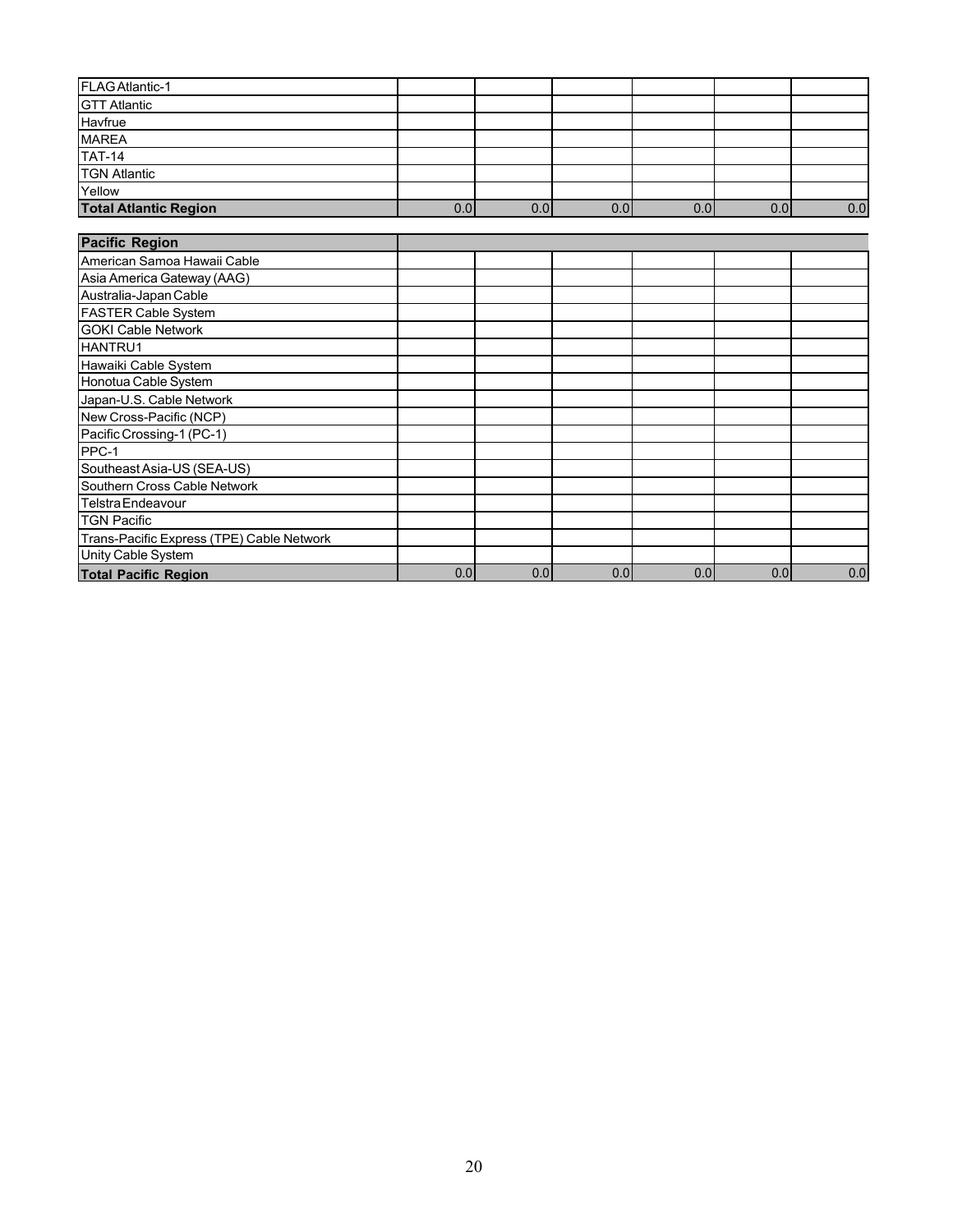| | | | | | | |
|---|---|---|---|---|---|---|
| FLAG Atlantic-1 | | | | | | |
| GTT Atlantic | | | | | | |
| Havfrue | | | | | | |
| MAREA | | | | | | |
| TAT-14 | | | | | | |
| TGN Atlantic | | | | | | |
| Yellow | | | | | | |
| **Total Atlantic Region** | 0.0 | 0.0 | 0.0 | 0.0 | 0.0 | 0.0 |

| **Pacific Region** | | | | | | |
|---|---|---|---|---|---|---|
| American Samoa Hawaii Cable | | | | | | |
| Asia America Gateway (AAG) | | | | | | |
| Australia-Japan Cable | | | | | | |
| FASTER Cable System | | | | | | |
| GOKI Cable Network | | | | | | |
| HANTRU1 | | | | | | |
| Hawaiki Cable System | | | | | | |
| Honotua Cable System | | | | | | |
| Japan-U.S. Cable Network | | | | | | |
| New Cross-Pacific (NCP) | | | | | | |
| Pacific Crossing-1 (PC-1) | | | | | | |
| PPC-1 | | | | | | |
| Southeast Asia-US (SEA-US) | | | | | | |
| Southern Cross Cable Network | | | | | | |
| Telstra Endeavour | | | | | | |
| TGN Pacific | | | | | | |
| Trans-Pacific Express (TPE) Cable Network | | | | | | |
| Unity Cable System | | | | | | |
| **Total Pacific Region** | 0.0 | 0.0 | 0.0 | 0.0 | 0.0 | 0.0 |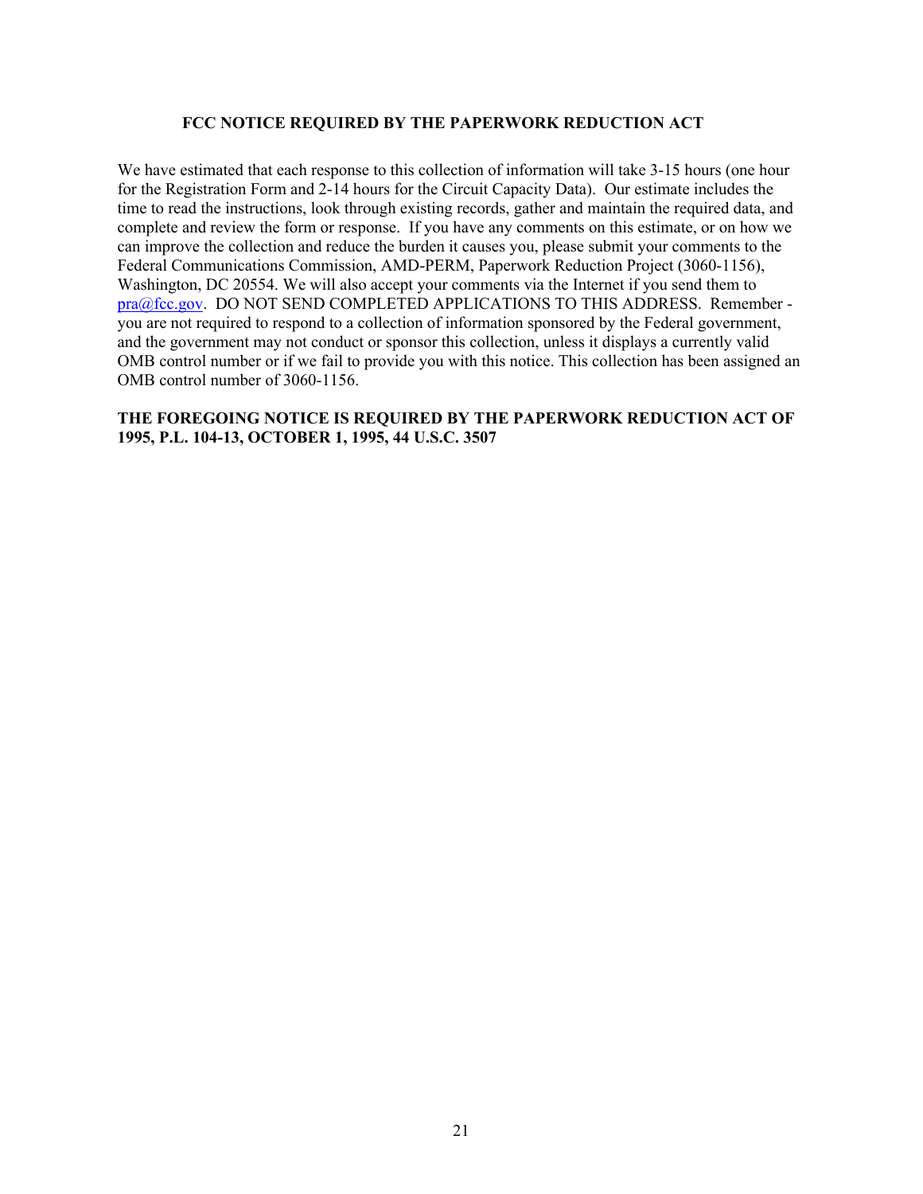## FCC NOTICE REQUIRED BY THE PAPERWORK REDUCTION ACT

We have estimated that each response to this collection of information will take 3-15 hours (one hour for the Registration Form and 2-14 hours for the Circuit Capacity Data). Our estimate includes the time to read the instructions, look through existing records, gather and maintain the required data, and complete and review the form or response. If you have any comments on this estimate, or on how we can improve the collection and reduce the burden it causes you, please submit your comments to the Federal Communications Commission, AMD-PERM, Paperwork Reduction Project (3060-1156), Washington, DC 20554. We will also accept your comments via the Internet if you send them to pra@fcc.gov. DO NOT SEND COMPLETED APPLICATIONS TO THIS ADDRESS. Remember - you are not required to respond to a collection of information sponsored by the Federal government, and the government may not conduct or sponsor this collection, unless it displays a currently valid OMB control number or if we fail to provide you with this notice. This collection has been assigned an OMB control number of 3060-1156.

**THE FOREGOING NOTICE IS REQUIRED BY THE PAPERWORK REDUCTION ACT OF 1995, P.L. 104-13, OCTOBER 1, 1995, 44 U.S.C. 3507**